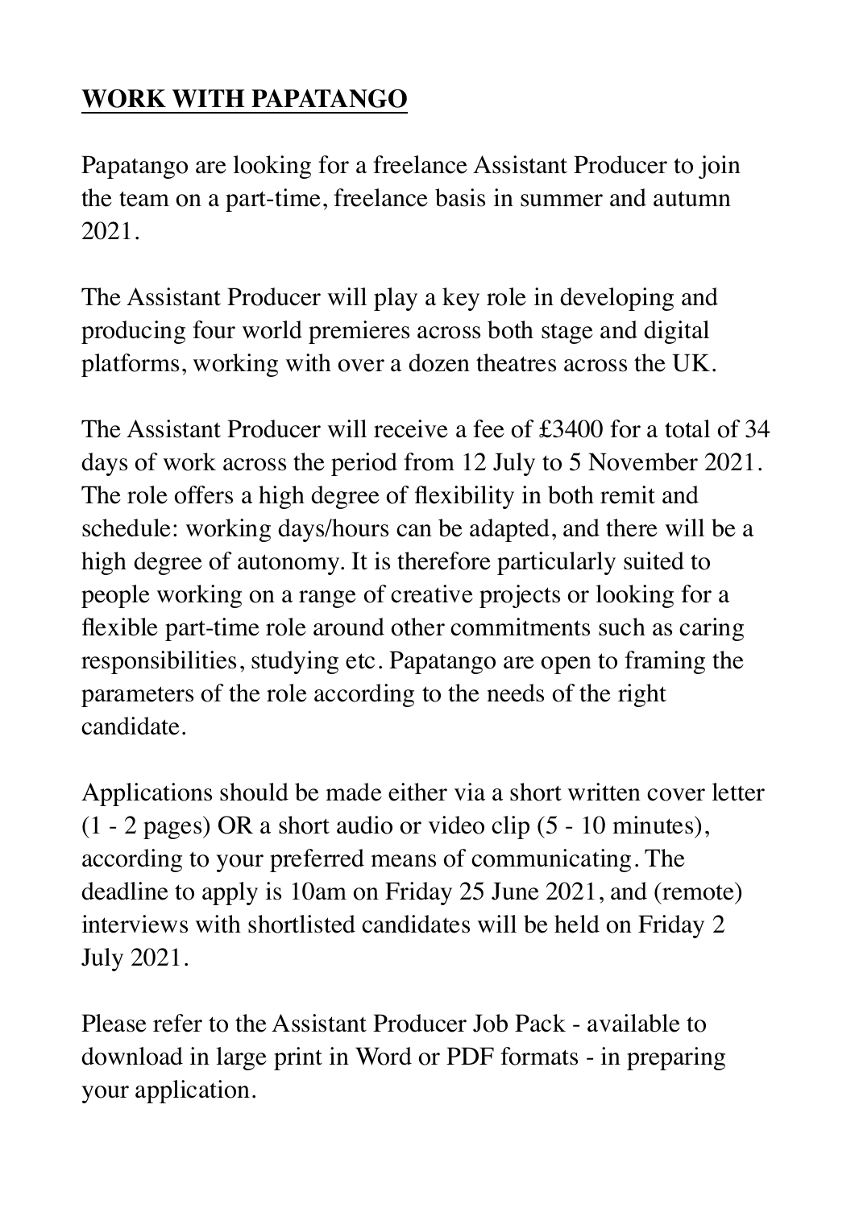# WORK WITH PAPATANGO

Papatango are looking for a freelance Assistant Producer to join the team on a part-time, freelance basis in summer and autumn 2021.

The Assistant Producer will play a key role in developing and producing four world premieres across both stage and digital platforms, working with over a dozen theatres across the UK.

The Assistant Producer will receive a fee of £3400 for a total of 34 days of work across the period from 12 July to 5 November 2021. The role offers a high degree of flexibility in both remit and schedule: working days/hours can be adapted, and there will be a high degree of autonomy. It is therefore particularly suited to people working on a range of creative projects or looking for a flexible part-time role around other commitments such as caring responsibilities, studying etc. Papatango are open to framing the parameters of the role according to the needs of the right candidate.

Applications should be made either via a short written cover letter (1 - 2 pages) OR a short audio or video clip (5 - 10 minutes), according to your preferred means of communicating. The deadline to apply is 10am on Friday 25 June 2021, and (remote) interviews with shortlisted candidates will be held on Friday 2 July 2021.

Please refer to the Assistant Producer Job Pack - available to download in large print in Word or PDF formats - in preparing your application.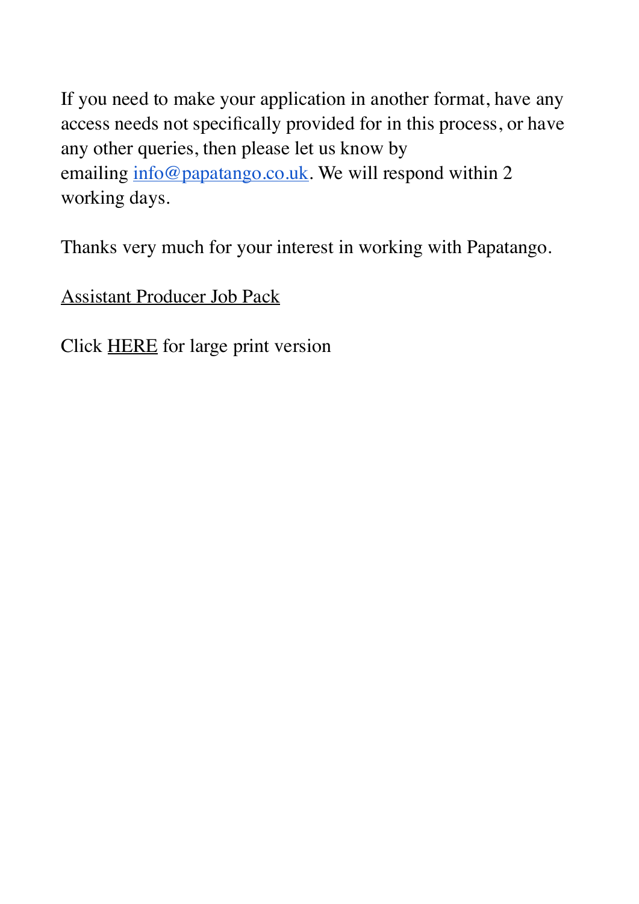If you need to make your application in another format, have any access needs not specifically provided for in this process, or have any other queries, then please let us know by emailing info@papatango.co.uk. We will respond within 2 working days.

Thanks very much for your interest in working with Papatango.

Assistant Producer Job Pack

Click HERE for large print version